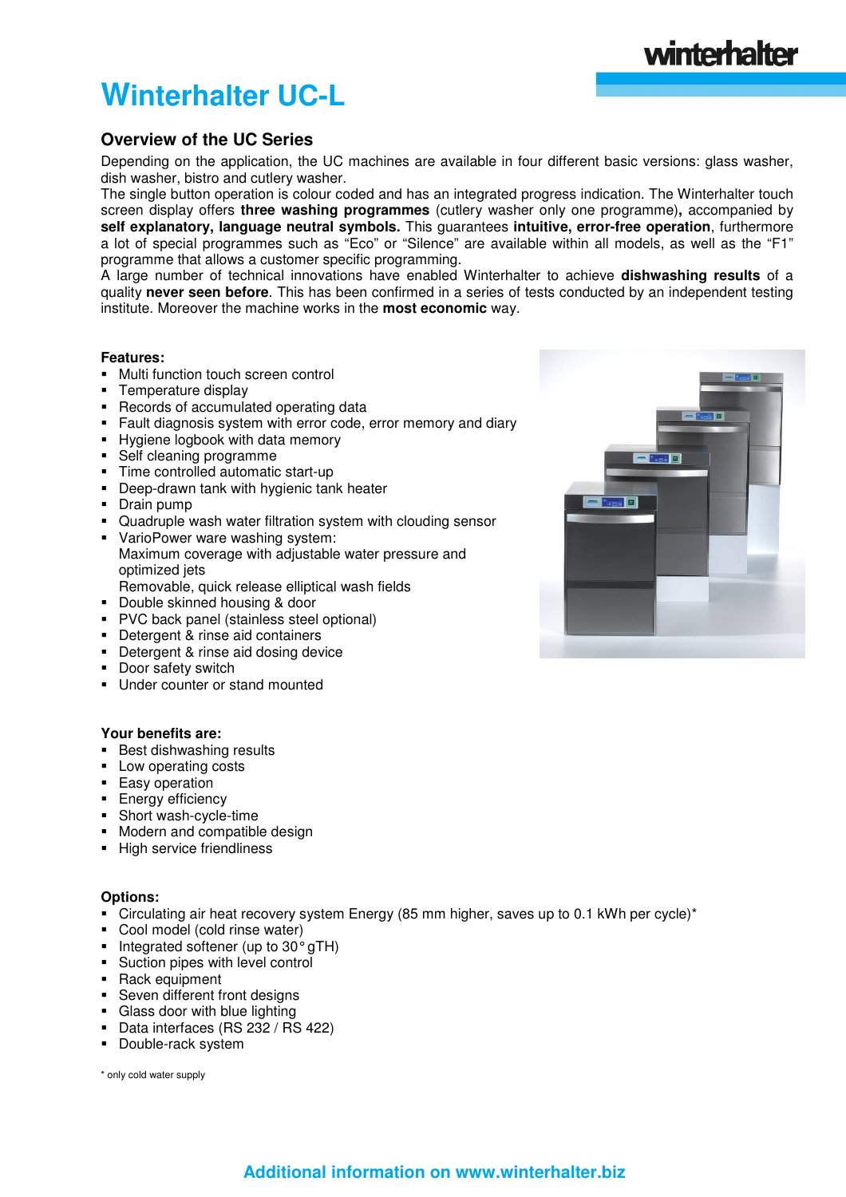# Winterhalter UC-L

## Overview of the UC Series

Depending on the application, the UC machines are available in four different basic versions: glass washer, dish washer, bistro and cutlery washer.
The single button operation is colour coded and has an integrated progress indication. The Winterhalter touch screen display offers **three washing programmes** (cutlery washer only one programme)**,** accompanied by **self explanatory, language neutral symbols.** This guarantees **intuitive, error-free operation**, furthermore a lot of special programmes such as "Eco" or "Silence" are available within all models, as well as the "F1" programme that allows a customer specific programming.
A large number of technical innovations have enabled Winterhalter to achieve **dishwashing results** of a quality **never seen before**. This has been confirmed in a series of tests conducted by an independent testing institute. Moreover the machine works in the **most economic** way.

**Features:**

- Multi function touch screen control
- Temperature display
- Records of accumulated operating data
- Fault diagnosis system with error code, error memory and diary
- Hygiene logbook with data memory
- Self cleaning programme
- Time controlled automatic start-up
- Deep-drawn tank with hygienic tank heater
- Drain pump
- Quadruple wash water filtration system with clouding sensor
- VarioPower ware washing system:
  Maximum coverage with adjustable water pressure and optimized jets
  Removable, quick release elliptical wash fields
- Double skinned housing & door
- PVC back panel (stainless steel optional)
- Detergent & rinse aid containers
- Detergent & rinse aid dosing device
- Door safety switch
- Under counter or stand mounted

**Your benefits are:**

- Best dishwashing results
- Low operating costs
- Easy operation
- Energy efficiency
- Short wash-cycle-time
- Modern and compatible design
- High service friendliness

**Options:**

- Circulating air heat recovery system Energy (85 mm higher, saves up to 0.1 kWh per cycle)*
- Cool model (cold rinse water)
- Integrated softener (up to 30° gTH)
- Suction pipes with level control
- Rack equipment
- Seven different front designs
- Glass door with blue lighting
- Data interfaces (RS 232 / RS 422)
- Double-rack system

\* only cold water supply

**Additional information on www.winterhalter.biz**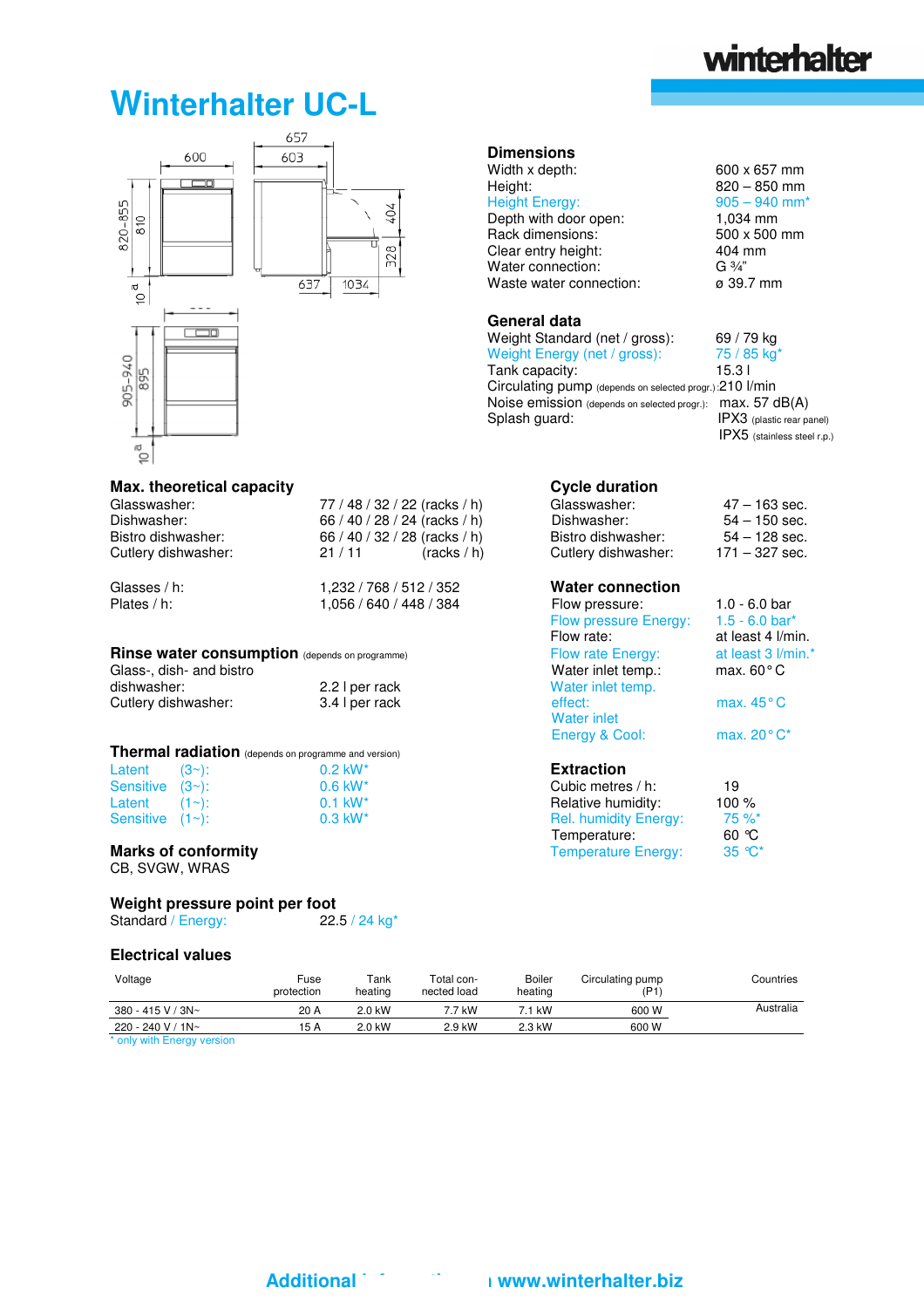# Winterhalter UC-L

600
657
603
820–855
810
10
404
328
637
1034
905–940
895
10

## Dimensions

| | |
|---|---|
| Width x depth: | 600 x 657 mm |
| Height: | 820 – 850 mm |
| Height Energy: | 905 – 940 mm* |
| Depth with door open: | 1,034 mm |
| Rack dimensions: | 500 x 500 mm |
| Clear entry height: | 404 mm |
| Water connection: | G ¾" |
| Waste water connection: | ø 39.7 mm |

## General data

| | |
|---|---|
| Weight Standard (net / gross): | 69 / 79 kg |
| Weight Energy (net / gross): | 75 / 85 kg* |
| Tank capacity: | 15.3 l |
| Circulating pump (depends on selected progr.): | 210 l/min |
| Noise emission (depends on selected progr.): | max. 57 dB(A) |
| Splash guard: | IPX3 (plastic rear panel) |
| | IPX5 (stainless steel r.p.) |

## Max. theoretical capacity

| | |
|---|---|
| Glasswasher: | 77 / 48 / 32 / 22 (racks / h) |
| Dishwasher: | 66 / 40 / 28 / 24 (racks / h) |
| Bistro dishwasher: | 66 / 40 / 32 / 28 (racks / h) |
| Cutlery dishwasher: | 21 / 11 (racks / h) |
| Glasses / h: | 1,232 / 768 / 512 / 352 |
| Plates / h: | 1,056 / 640 / 448 / 384 |

## Rinse water consumption (depends on programme)

| | |
|---|---|
| Glass-, dish- and bistro dishwasher: | 2.2 l per rack |
| Cutlery dishwasher: | 3.4 l per rack |

## Thermal radiation (depends on programme and version)

| | | |
|---|---|---|
| Latent | (3~): | 0.2 kW* |
| Sensitive | (3~): | 0.6 kW* |
| Latent | (1~): | 0.1 kW* |
| Sensitive | (1~): | 0.3 kW* |

## Marks of conformity

CB, SVGW, WRAS

## Weight pressure point per foot

Standard / Energy: 22.5 / 24 kg*

## Cycle duration

| | |
|---|---|
| Glasswasher: | 47 – 163 sec. |
| Dishwasher: | 54 – 150 sec. |
| Bistro dishwasher: | 54 – 128 sec. |
| Cutlery dishwasher: | 171 – 327 sec. |

## Water connection

| | |
|---|---|
| Flow pressure: | 1.0 - 6.0 bar |
| Flow pressure Energy: | 1.5 - 6.0 bar* |
| Flow rate: | at least 4 l/min. |
| Flow rate Energy: | at least 3 l/min.* |
| Water inlet temp.: | max. 60° C |
| Water inlet temp. effect: | max. 45° C |
| Water inlet Energy & Cool: | max. 20° C* |

## Extraction

| | |
|---|---|
| Cubic metres / h: | 19 |
| Relative humidity: | 100 % |
| Rel. humidity Energy: | 75 %* |
| Temperature: | 60 °C |
| Temperature Energy: | 35 °C* |

## Electrical values

| Voltage | Fuse protection | Tank heating | Total connected load | Boiler heating | Circulating pump (P1) | Countries |
|---|---|---|---|---|---|---|
| 380 - 415 V / 3N~ | 20 A | 2.0 kW | 7.7 kW | 7.1 kW | 600 W | Australia |
| 220 - 240 V / 1N~ | 15 A | 2.0 kW | 2.9 kW | 2.3 kW | 600 W | |

\* only with Energy version

Additional ... www.winterhalter.biz